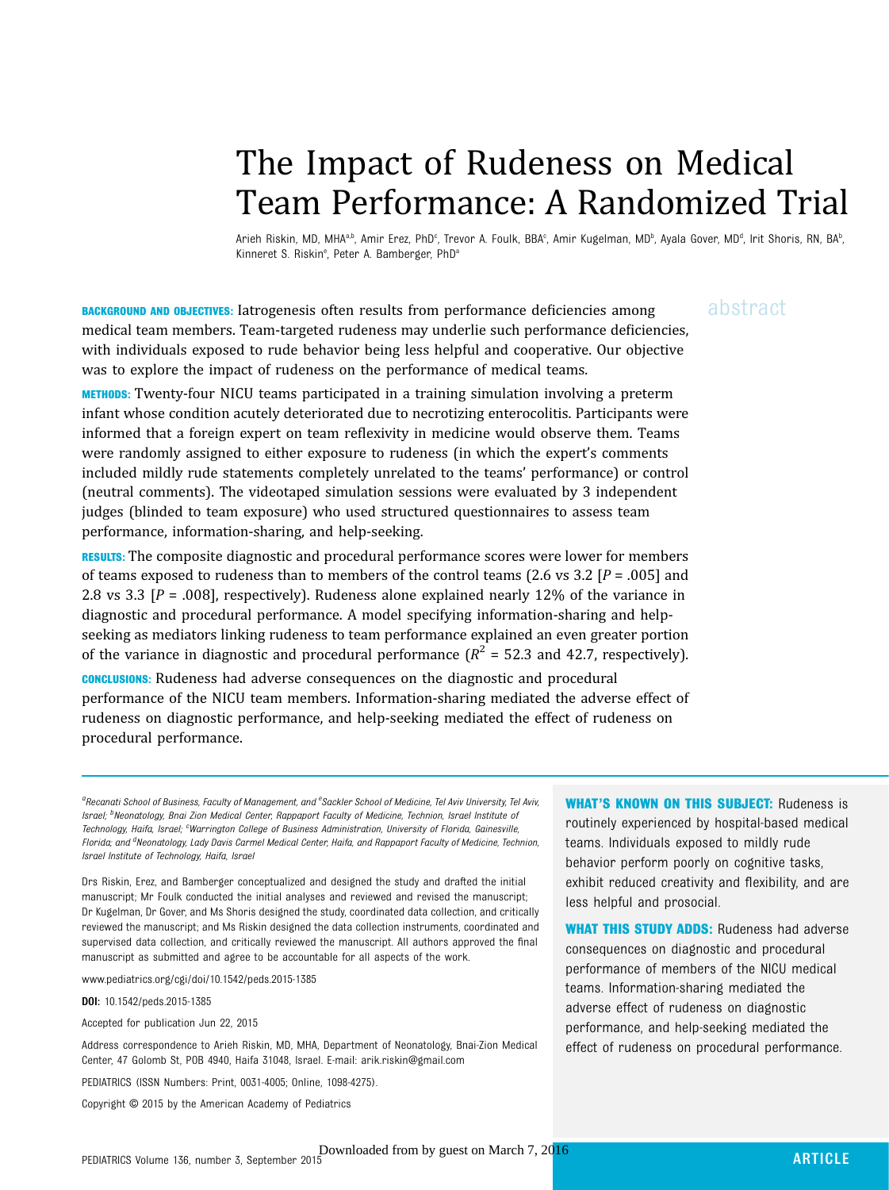# The Impact of Rudeness on Medical Team Performance: A Randomized Trial

Arieh Riskin, MD, MHA[a,b], Amir Erez, PhD[c], Trevor A. Foulk, BBA[c], Amir Kugelman, MD[b], Ayala Gover, MD[d], Irit Shoris, RN, BA[b], Kinneret S. Riskin[e], Peter A. Bamberger, PhD[a]

## abstract

**BACKGROUND AND OBJECTIVES:** Iatrogenesis often results from performance deficiencies among medical team members. Team-targeted rudeness may underlie such performance deficiencies, with individuals exposed to rude behavior being less helpful and cooperative. Our objective was to explore the impact of rudeness on the performance of medical teams.

**METHODS:** Twenty-four NICU teams participated in a training simulation involving a preterm infant whose condition acutely deteriorated due to necrotizing enterocolitis. Participants were informed that a foreign expert on team reflexivity in medicine would observe them. Teams were randomly assigned to either exposure to rudeness (in which the expert's comments included mildly rude statements completely unrelated to the teams' performance) or control (neutral comments). The videotaped simulation sessions were evaluated by 3 independent judges (blinded to team exposure) who used structured questionnaires to assess team performance, information-sharing, and help-seeking.

**RESULTS:** The composite diagnostic and procedural performance scores were lower for members of teams exposed to rudeness than to members of the control teams (2.6 vs 3.2 [$P = .005$] and 2.8 vs 3.3 [$P = .008$], respectively). Rudeness alone explained nearly 12% of the variance in diagnostic and procedural performance. A model specifying information-sharing and help-seeking as mediators linking rudeness to team performance explained an even greater portion of the variance in diagnostic and procedural performance ($R^2 = 52.3$ and 42.7, respectively).

**CONCLUSIONS:** Rudeness had adverse consequences on the diagnostic and procedural performance of the NICU team members. Information-sharing mediated the adverse effect of rudeness on diagnostic performance, and help-seeking mediated the effect of rudeness on procedural performance.

[a]Recanati School of Business, Faculty of Management, and [e]Sackler School of Medicine, Tel Aviv University, Tel Aviv, Israel; [b]Neonatology, Bnai Zion Medical Center, Rappaport Faculty of Medicine, Technion, Israel Institute of Technology, Haifa, Israel; [c]Warrington College of Business Administration, University of Florida, Gainesville, Florida; and [d]Neonatology, Lady Davis Carmel Medical Center, Haifa, and Rappaport Faculty of Medicine, Technion, Israel Institute of Technology, Haifa, Israel

Drs Riskin, Erez, and Bamberger conceptualized and designed the study and drafted the initial manuscript; Mr Foulk conducted the initial analyses and reviewed and revised the manuscript; Dr Kugelman, Dr Gover, and Ms Shoris designed the study, coordinated data collection, and critically reviewed the manuscript; and Ms Riskin designed the data collection instruments, coordinated and supervised data collection, and critically reviewed the manuscript. All authors approved the final manuscript as submitted and agree to be accountable for all aspects of the work.

www.pediatrics.org/cgi/doi/10.1542/peds.2015-1385

**DOI:** 10.1542/peds.2015-1385

Accepted for publication Jun 22, 2015

Address correspondence to Arieh Riskin, MD, MHA, Department of Neonatology, Bnai-Zion Medical Center, 47 Golomb St, POB 4940, Haifa 31048, Israel. E-mail: arik.riskin@gmail.com

PEDIATRICS (ISSN Numbers: Print, 0031-4005; Online, 1098-4275).

Copyright © 2015 by the American Academy of Pediatrics

**WHAT'S KNOWN ON THIS SUBJECT:** Rudeness is routinely experienced by hospital-based medical teams. Individuals exposed to mildly rude behavior perform poorly on cognitive tasks, exhibit reduced creativity and flexibility, and are less helpful and prosocial.

**WHAT THIS STUDY ADDS:** Rudeness had adverse consequences on diagnostic and procedural performance of members of the NICU medical teams. Information-sharing mediated the adverse effect of rudeness on diagnostic performance, and help-seeking mediated the effect of rudeness on procedural performance.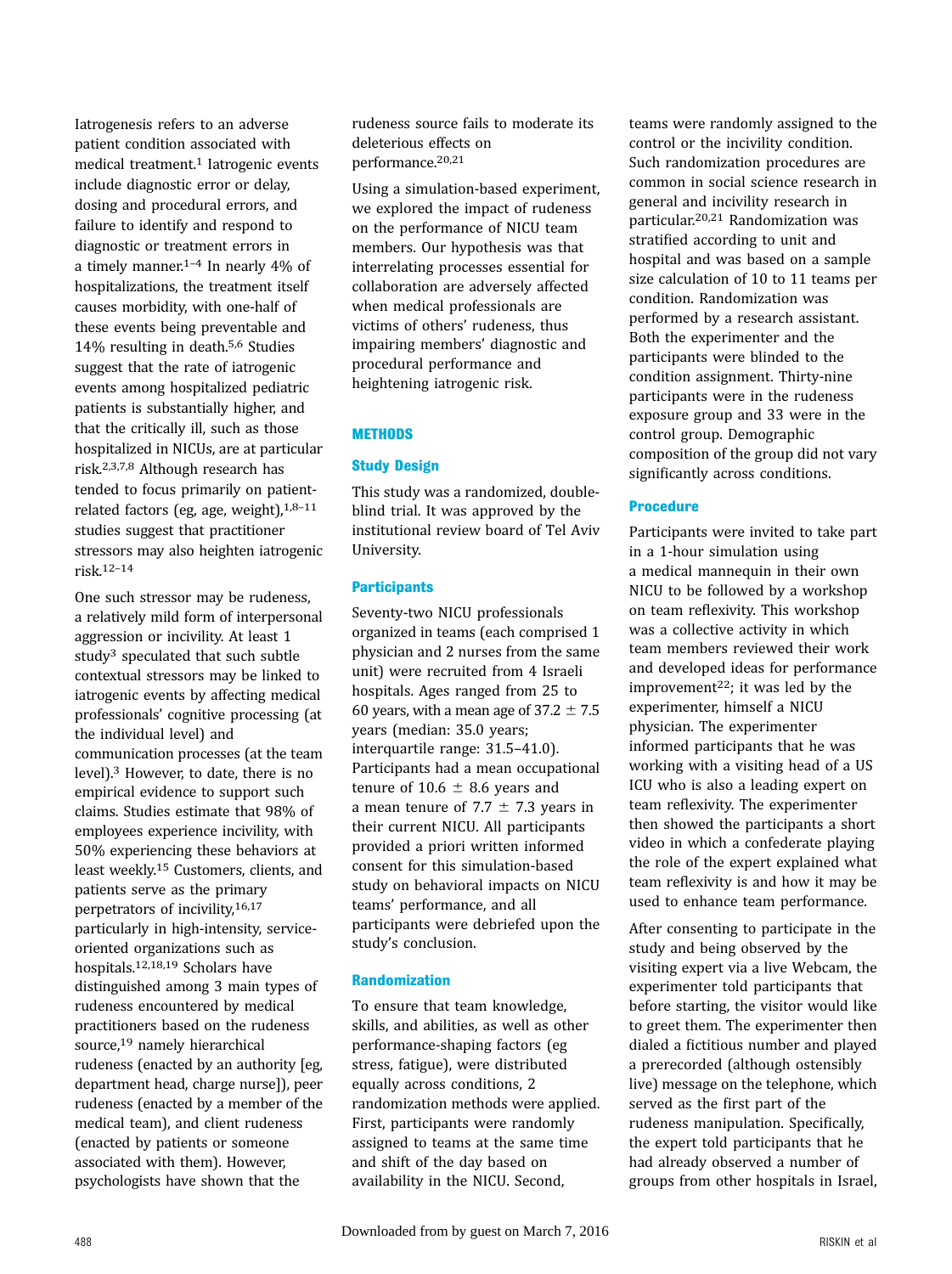Iatrogenesis refers to an adverse patient condition associated with medical treatment.[1] Iatrogenic events include diagnostic error or delay, dosing and procedural errors, and failure to identify and respond to diagnostic or treatment errors in a timely manner.[1–4] In nearly 4% of hospitalizations, the treatment itself causes morbidity, with one-half of these events being preventable and 14% resulting in death.[5,6] Studies suggest that the rate of iatrogenic events among hospitalized pediatric patients is substantially higher, and that the critically ill, such as those hospitalized in NICUs, are at particular risk.[2,3,7,8] Although research has tended to focus primarily on patient-related factors (eg, age, weight),[1,8–11] studies suggest that practitioner stressors may also heighten iatrogenic risk.[12–14]

One such stressor may be rudeness, a relatively mild form of interpersonal aggression or incivility. At least 1 study[3] speculated that such subtle contextual stressors may be linked to iatrogenic events by affecting medical professionals' cognitive processing (at the individual level) and communication processes (at the team level).[3] However, to date, there is no empirical evidence to support such claims. Studies estimate that 98% of employees experience incivility, with 50% experiencing these behaviors at least weekly.[15] Customers, clients, and patients serve as the primary perpetrators of incivility,[16,17] particularly in high-intensity, service-oriented organizations such as hospitals.[12,18,19] Scholars have distinguished among 3 main types of rudeness encountered by medical practitioners based on the rudeness source,[19] namely hierarchical rudeness (enacted by an authority [eg, department head, charge nurse]), peer rudeness (enacted by a member of the medical team), and client rudeness (enacted by patients or someone associated with them). However, psychologists have shown that the rudeness source fails to moderate its deleterious effects on performance.[20,21]

Using a simulation-based experiment, we explored the impact of rudeness on the performance of NICU team members. Our hypothesis was that interrelating processes essential for collaboration are adversely affected when medical professionals are victims of others' rudeness, thus impairing members' diagnostic and procedural performance and heightening iatrogenic risk.

## METHODS

### Study Design

This study was a randomized, double-blind trial. It was approved by the institutional review board of Tel Aviv University.

### Participants

Seventy-two NICU professionals organized in teams (each comprised 1 physician and 2 nurses from the same unit) were recruited from 4 Israeli hospitals. Ages ranged from 25 to 60 years, with a mean age of 37.2 ± 7.5 years (median: 35.0 years; interquartile range: 31.5–41.0). Participants had a mean occupational tenure of 10.6 ± 8.6 years and a mean tenure of 7.7 ± 7.3 years in their current NICU. All participants provided a priori written informed consent for this simulation-based study on behavioral impacts on NICU teams' performance, and all participants were debriefed upon the study's conclusion.

### Randomization

To ensure that team knowledge, skills, and abilities, as well as other performance-shaping factors (eg stress, fatigue), were distributed equally across conditions, 2 randomization methods were applied. First, participants were randomly assigned to teams at the same time and shift of the day based on availability in the NICU. Second, teams were randomly assigned to the control or the incivility condition. Such randomization procedures are common in social science research in general and incivility research in particular.[20,21] Randomization was stratified according to unit and hospital and was based on a sample size calculation of 10 to 11 teams per condition. Randomization was performed by a research assistant. Both the experimenter and the participants were blinded to the condition assignment. Thirty-nine participants were in the rudeness exposure group and 33 were in the control group. Demographic composition of the group did not vary significantly across conditions.

### Procedure

Participants were invited to take part in a 1-hour simulation using a medical mannequin in their own NICU to be followed by a workshop on team reflexivity. This workshop was a collective activity in which team members reviewed their work and developed ideas for performance improvement[22]; it was led by the experimenter, himself a NICU physician. The experimenter informed participants that he was working with a visiting head of a US ICU who is also a leading expert on team reflexivity. The experimenter then showed the participants a short video in which a confederate playing the role of the expert explained what team reflexivity is and how it may be used to enhance team performance.

After consenting to participate in the study and being observed by the visiting expert via a live Webcam, the experimenter told participants that before starting, the visitor would like to greet them. The experimenter then dialed a fictitious number and played a prerecorded (although ostensibly live) message on the telephone, which served as the first part of the rudeness manipulation. Specifically, the expert told participants that he had already observed a number of groups from other hospitals in Israel,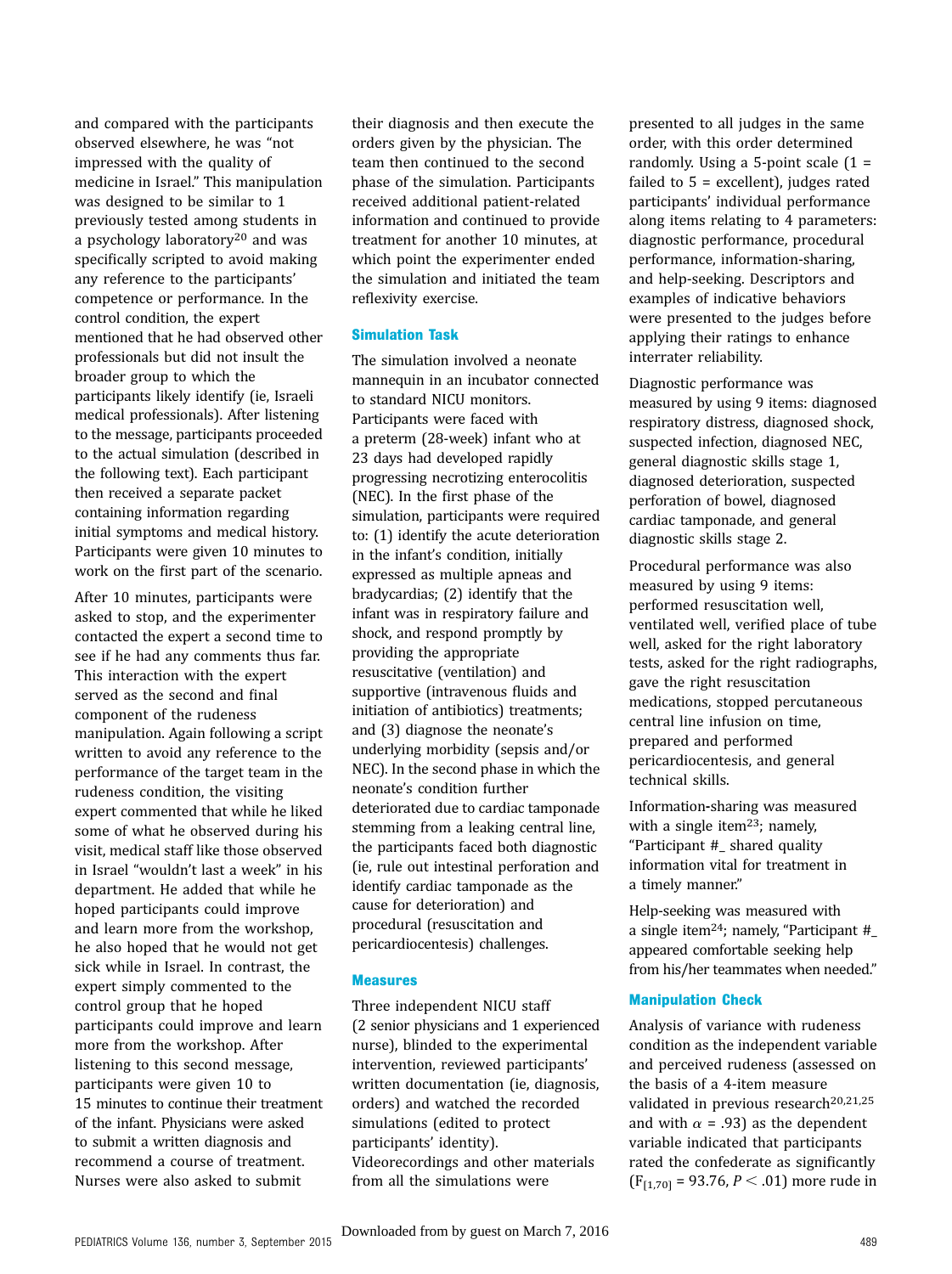and compared with the participants observed elsewhere, he was "not impressed with the quality of medicine in Israel." This manipulation was designed to be similar to 1 previously tested among students in a psychology laboratory[20] and was specifically scripted to avoid making any reference to the participants' competence or performance. In the control condition, the expert mentioned that he had observed other professionals but did not insult the broader group to which the participants likely identify (ie, Israeli medical professionals). After listening to the message, participants proceeded to the actual simulation (described in the following text). Each participant then received a separate packet containing information regarding initial symptoms and medical history. Participants were given 10 minutes to work on the first part of the scenario.

After 10 minutes, participants were asked to stop, and the experimenter contacted the expert a second time to see if he had any comments thus far. This interaction with the expert served as the second and final component of the rudeness manipulation. Again following a script written to avoid any reference to the performance of the target team in the rudeness condition, the visiting expert commented that while he liked some of what he observed during his visit, medical staff like those observed in Israel "wouldn't last a week" in his department. He added that while he hoped participants could improve and learn more from the workshop, he also hoped that he would not get sick while in Israel. In contrast, the expert simply commented to the control group that he hoped participants could improve and learn more from the workshop. After listening to this second message, participants were given 10 to 15 minutes to continue their treatment of the infant. Physicians were asked to submit a written diagnosis and recommend a course of treatment. Nurses were also asked to submit their diagnosis and then execute the orders given by the physician. The team then continued to the second phase of the simulation. Participants received additional patient-related information and continued to provide treatment for another 10 minutes, at which point the experimenter ended the simulation and initiated the team reflexivity exercise.

### Simulation Task

The simulation involved a neonate mannequin in an incubator connected to standard NICU monitors. Participants were faced with a preterm (28-week) infant who at 23 days had developed rapidly progressing necrotizing enterocolitis (NEC). In the first phase of the simulation, participants were required to: (1) identify the acute deterioration in the infant's condition, initially expressed as multiple apneas and bradycardias; (2) identify that the infant was in respiratory failure and shock, and respond promptly by providing the appropriate resuscitative (ventilation) and supportive (intravenous fluids and initiation of antibiotics) treatments; and (3) diagnose the neonate's underlying morbidity (sepsis and/or NEC). In the second phase in which the neonate's condition further deteriorated due to cardiac tamponade stemming from a leaking central line, the participants faced both diagnostic (ie, rule out intestinal perforation and identify cardiac tamponade as the cause for deterioration) and procedural (resuscitation and pericardiocentesis) challenges.

### Measures

Three independent NICU staff (2 senior physicians and 1 experienced nurse), blinded to the experimental intervention, reviewed participants' written documentation (ie, diagnosis, orders) and watched the recorded simulations (edited to protect participants' identity). Videorecordings and other materials from all the simulations were presented to all judges in the same order, with this order determined randomly. Using a 5-point scale (1 = failed to 5 = excellent), judges rated participants' individual performance along items relating to 4 parameters: diagnostic performance, procedural performance, information-sharing, and help-seeking. Descriptors and examples of indicative behaviors were presented to the judges before applying their ratings to enhance interrater reliability.

Diagnostic performance was measured by using 9 items: diagnosed respiratory distress, diagnosed shock, suspected infection, diagnosed NEC, general diagnostic skills stage 1, diagnosed deterioration, suspected perforation of bowel, diagnosed cardiac tamponade, and general diagnostic skills stage 2.

Procedural performance was also measured by using 9 items: performed resuscitation well, ventilated well, verified place of tube well, asked for the right laboratory tests, asked for the right radiographs, gave the right resuscitation medications, stopped percutaneous central line infusion on time, prepared and performed pericardiocentesis, and general technical skills.

Information-sharing was measured with a single item[23]; namely, "Participant #_ shared quality information vital for treatment in a timely manner."

Help-seeking was measured with a single item[24]; namely, "Participant #_ appeared comfortable seeking help from his/her teammates when needed."

### Manipulation Check

Analysis of variance with rudeness condition as the independent variable and perceived rudeness (assessed on the basis of a 4-item measure validated in previous research[20,21,25] and with $\alpha = .93$) as the dependent variable indicated that participants rated the confederate as significantly ($F_{[1,70]} = 93.76$, $P < .01$) more rude in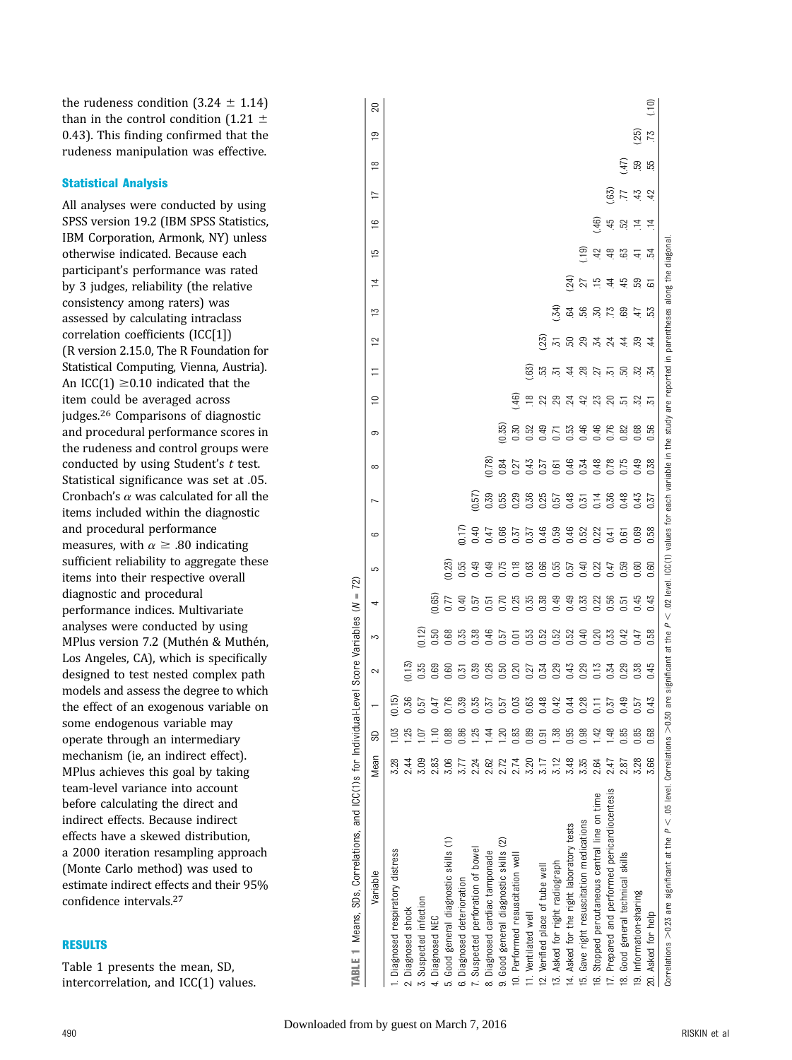the rudeness condition (3.24 ± 1.14) than in the control condition (1.21 ± 0.43). This finding confirmed that the rudeness manipulation was effective.

### Statistical Analysis

All analyses were conducted by using SPSS version 19.2 (IBM SPSS Statistics, IBM Corporation, Armonk, NY) unless otherwise indicated. Because each participant's performance was rated by 3 judges, reliability (the relative consistency among raters) was assessed by calculating intraclass correlation coefficients (ICC[1]) (R version 2.15.0, The R Foundation for Statistical Computing, Vienna, Austria). An ICC(1) ≥0.10 indicated that the item could be averaged across judges.[26] Comparisons of diagnostic and procedural performance scores in the rudeness and control groups were conducted by using Student's *t* test. Statistical significance was set at .05. Cronbach's $\alpha$ was calculated for all the items included within the diagnostic and procedural performance measures, with $\alpha \geq .80$ indicating sufficient reliability to aggregate these items into their respective overall diagnostic and procedural performance indices. Multivariate analyses were conducted by using MPlus version 7.2 (Muthén & Muthén, Los Angeles, CA), which is specifically designed to test nested complex path models and assess the degree to which the effect of an exogenous variable on some endogenous variable may operate through an intermediary mechanism (ie, an indirect effect). MPlus achieves this goal by taking team-level variance into account before calculating the direct and indirect effects. Because indirect effects have a skewed distribution, a 2000 iteration resampling approach (Monte Carlo method) was used to estimate indirect effects and their 95% confidence intervals.[27]

## RESULTS

Table 1 presents the mean, SD, intercorrelation, and ICC(1) values.

**TABLE 1** Means, SDs, Correlations, and ICC(1)s for Individual-Level Score Variables (*N* = 72)

| Variable | Mean | SD | 1 | 2 | 3 | 4 | 5 | 6 | 7 | 8 | 9 | 10 | 11 | 12 | 13 | 14 | 15 | 16 | 17 | 18 | 19 | 20 |
|---|---|---|---|---|---|---|---|---|---|---|---|---|---|---|---|---|---|---|---|---|---|---|
| 1. Diagnosed respiratory distress | 3.28 | 1.03 | (0.15) | | | | | | | | | | | | | | | | | | | |
| 2. Diagnosed shock | 2.44 | 1.25 | 0.36 | (0.13) | | | | | | | | | | | | | | | | | | |
| 3. Suspected infection | 3.09 | 1.07 | 0.57 | 0.35 | (0.12) | | | | | | | | | | | | | | | | | |
| 4. Diagnosed NEC | 2.83 | 1.10 | 0.47 | 0.69 | 0.50 | (0.65) | | | | | | | | | | | | | | | | |
| 5. Good general diagnostic skills (1) | 3.06 | 0.88 | 0.76 | 0.60 | 0.68 | 0.77 | (0.23) | | | | | | | | | | | | | | | |
| 6. Diagnosed deterioration | 3.77 | 0.86 | 0.39 | 0.31 | 0.35 | 0.40 | 0.55 | (0.17) | | | | | | | | | | | | | | |
| 7. Suspected perforation of bowel | 2.24 | 1.25 | 0.35 | 0.39 | 0.38 | 0.57 | 0.49 | 0.40 | (0.57) | | | | | | | | | | | | | |
| 8. Diagnosed cardiac tamponade | 2.62 | 1.44 | 0.37 | 0.26 | 0.46 | 0.51 | 0.49 | 0.47 | 0.39 | (0.78) | | | | | | | | | | | | |
| 9. Good general diagnostic skills (2) | 2.72 | 1.20 | 0.57 | 0.50 | 0.57 | 0.70 | 0.75 | 0.66 | 0.55 | 0.84 | (0.35) | | | | | | | | | | | |
| 10. Performed resuscitation well | 2.74 | 0.83 | 0.03 | 0.20 | 0.01 | 0.25 | 0.18 | 0.37 | 0.29 | 0.27 | 0.30 | (.46) | | | | | | | | | | |
| 11. Ventilated well | 3.20 | 0.89 | 0.63 | 0.27 | 0.53 | 0.35 | 0.63 | 0.37 | 0.36 | 0.43 | 0.52 | .18 | (.63) | | | | | | | | | |
| 12. Verified place of tube well | 3.17 | 0.91 | 0.48 | 0.34 | 0.52 | 0.38 | 0.68 | 0.46 | 0.25 | 0.37 | 0.49 | .22 | .53 | (.23) | | | | | | | | |
| 13. Asked for right radiograph | 3.12 | 1.38 | 0.42 | 0.29 | 0.52 | 0.49 | 0.55 | 0.59 | 0.57 | 0.61 | 0.71 | .29 | .51 | .51 | (.34) | | | | | | | |
| 14. Asked for the right laboratory tests | 3.48 | 0.95 | 0.44 | 0.43 | 0.52 | 0.49 | 0.57 | 0.46 | 0.48 | 0.46 | 0.53 | .24 | .44 | .50 | .64 | (.24) | | | | | | |
| 15. Gave right resuscitation medications | 3.35 | 0.98 | 0.28 | 0.29 | 0.40 | 0.33 | 0.40 | 0.52 | 0.31 | 0.34 | 0.46 | .42 | .28 | .29 | .56 | .27 | (.19) | | | | | |
| 16. Stopped percutaneous central line on time | 2.64 | 1.42 | 0.11 | 0.13 | 0.20 | 0.22 | 0.22 | 0.22 | 0.14 | 0.48 | 0.46 | .23 | .27 | .34 | .30 | .15 | .42 | (.46) | | | | |
| 17. Prepared and performed pericardiocentesis | 2.47 | 1.48 | 0.37 | 0.34 | 0.33 | 0.56 | 0.47 | 0.41 | 0.36 | 0.78 | 0.76 | .20 | .31 | .24 | .73 | .44 | .48 | .45 | (.63) | | | |
| 18. Good general technical skills | 2.87 | 0.85 | 0.49 | 0.29 | 0.42 | 0.51 | 0.59 | 0.61 | 0.48 | 0.75 | 0.82 | .51 | .50 | .44 | .69 | .45 | .63 | .52 | .77 | (.47) | | |
| 19. Information-sharing | 3.28 | 0.85 | 0.57 | 0.38 | 0.47 | 0.45 | 0.60 | 0.69 | 0.43 | 0.49 | 0.68 | .32 | .32 | .39 | .47 | .59 | .41 | .14 | .43 | .59 | (.25) | |
| 20. Asked for help | 3.66 | 0.68 | 0.43 | 0.45 | 0.58 | 0.43 | 0.60 | 0.58 | 0.37 | 0.38 | 0.56 | .31 | .34 | .44 | .53 | .61 | .54 | .14 | .42 | .55 | .73 | (.10) |

Correlations >0.23 are significant at the $P < .05$ level. Correlations >0.30 are significant at the $P < .02$ level. ICC(1) values for each variable in the study are reported in parentheses along the diagonal.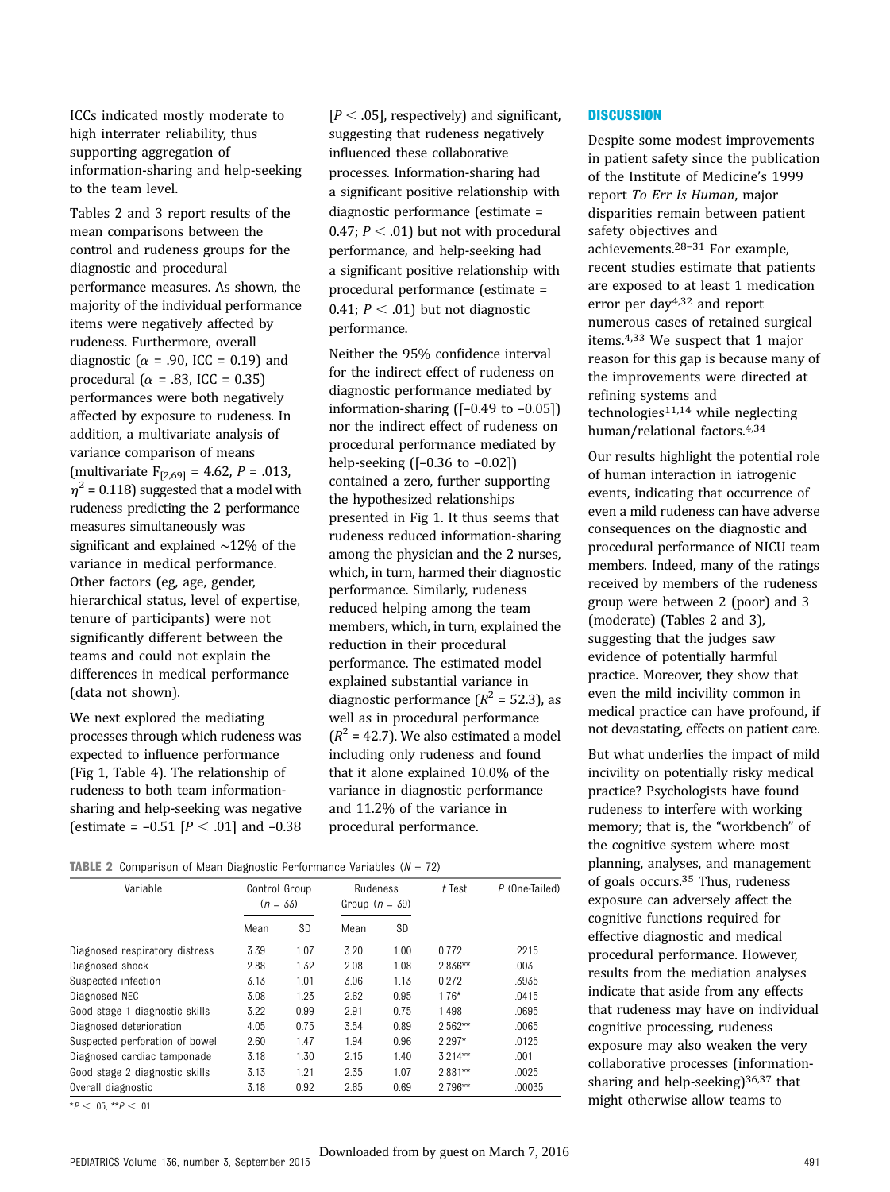ICCs indicated mostly moderate to high interrater reliability, thus supporting aggregation of information-sharing and help-seeking to the team level.

Tables 2 and 3 report results of the mean comparisons between the control and rudeness groups for the diagnostic and procedural performance measures. As shown, the majority of the individual performance items were negatively affected by rudeness. Furthermore, overall diagnostic ($\alpha$ = .90, ICC = 0.19) and procedural ($\alpha$ = .83, ICC = 0.35) performances were both negatively affected by exposure to rudeness. In addition, a multivariate analysis of variance comparison of means (multivariate $F_{[2,69]}$ = 4.62, $P$ = .013, $\eta^2$ = 0.118) suggested that a model with rudeness predicting the 2 performance measures simultaneously was significant and explained ~12% of the variance in medical performance. Other factors (eg, age, gender, hierarchical status, level of expertise, tenure of participants) were not significantly different between the teams and could not explain the differences in medical performance (data not shown).

We next explored the mediating processes through which rudeness was expected to influence performance (Fig 1, Table 4). The relationship of rudeness to both team information-sharing and help-seeking was negative (estimate = –0.51 [$P < .01$] and –0.38 [$P < .05$], respectively) and significant, suggesting that rudeness negatively influenced these collaborative processes. Information-sharing had a significant positive relationship with diagnostic performance (estimate = 0.47; $P < .01$) but not with procedural performance, and help-seeking had a significant positive relationship with procedural performance (estimate = 0.41; $P < .01$) but not diagnostic performance.

Neither the 95% confidence interval for the indirect effect of rudeness on diagnostic performance mediated by information-sharing ([–0.49 to –0.05]) nor the indirect effect of rudeness on procedural performance mediated by help-seeking ([–0.36 to –0.02]) contained a zero, further supporting the hypothesized relationships presented in Fig 1. It thus seems that rudeness reduced information-sharing among the physician and the 2 nurses, which, in turn, harmed their diagnostic performance. Similarly, rudeness reduced helping among the team members, which, in turn, explained the reduction in their procedural performance. The estimated model explained substantial variance in diagnostic performance ($R^2$ = 52.3), as well as in procedural performance ($R^2$ = 42.7). We also estimated a model including only rudeness and found that it alone explained 10.0% of the variance in diagnostic performance and 11.2% of the variance in procedural performance.

**TABLE 2** Comparison of Mean Diagnostic Performance Variables ($N$ = 72)

| Variable | Control Group ($n$ = 33) | | Rudeness Group ($n$ = 39) | | $t$ Test | $P$ (One-Tailed) |
|---|---|---|---|---|---|---|
| | Mean | SD | Mean | SD | | |
| Diagnosed respiratory distress | 3.39 | 1.07 | 3.20 | 1.00 | 0.772 | .2215 |
| Diagnosed shock | 2.88 | 1.32 | 2.08 | 1.08 | 2.836** | .003 |
| Suspected infection | 3.13 | 1.01 | 3.06 | 1.13 | 0.272 | .3935 |
| Diagnosed NEC | 3.08 | 1.23 | 2.62 | 0.95 | 1.76* | .0415 |
| Good stage 1 diagnostic skills | 3.22 | 0.99 | 2.91 | 0.75 | 1.498 | .0695 |
| Diagnosed deterioration | 4.05 | 0.75 | 3.54 | 0.89 | 2.562** | .0065 |
| Suspected perforation of bowel | 2.60 | 1.47 | 1.94 | 0.96 | 2.297* | .0125 |
| Diagnosed cardiac tamponade | 3.18 | 1.30 | 2.15 | 1.40 | 3.214** | .001 |
| Good stage 2 diagnostic skills | 3.13 | 1.21 | 2.35 | 1.07 | 2.881** | .0025 |
| Overall diagnostic | 3.18 | 0.92 | 2.65 | 0.69 | 2.796** | .00035 |

*$P < .05$, **$P < .01$.

## DISCUSSION

Despite some modest improvements in patient safety since the publication of the Institute of Medicine's 1999 report *To Err Is Human*, major disparities remain between patient safety objectives and achievements.[28–31] For example, recent studies estimate that patients are exposed to at least 1 medication error per day[4,32] and report numerous cases of retained surgical items.[4,33] We suspect that 1 major reason for this gap is because many of the improvements were directed at refining systems and technologies[11,14] while neglecting human/relational factors.[4,34]

Our results highlight the potential role of human interaction in iatrogenic events, indicating that occurrence of even a mild rudeness can have adverse consequences on the diagnostic and procedural performance of NICU team members. Indeed, many of the ratings received by members of the rudeness group were between 2 (poor) and 3 (moderate) (Tables 2 and 3), suggesting that the judges saw evidence of potentially harmful practice. Moreover, they show that even the mild incivility common in medical practice can have profound, if not devastating, effects on patient care.

But what underlies the impact of mild incivility on potentially risky medical practice? Psychologists have found rudeness to interfere with working memory; that is, the "workbench" of the cognitive system where most planning, analyses, and management of goals occurs.[35] Thus, rudeness exposure can adversely affect the cognitive functions required for effective diagnostic and medical procedural performance. However, results from the mediation analyses indicate that aside from any effects that rudeness may have on individual cognitive processing, rudeness exposure may also weaken the very collaborative processes (information-sharing and help-seeking)[36,37] that might otherwise allow teams to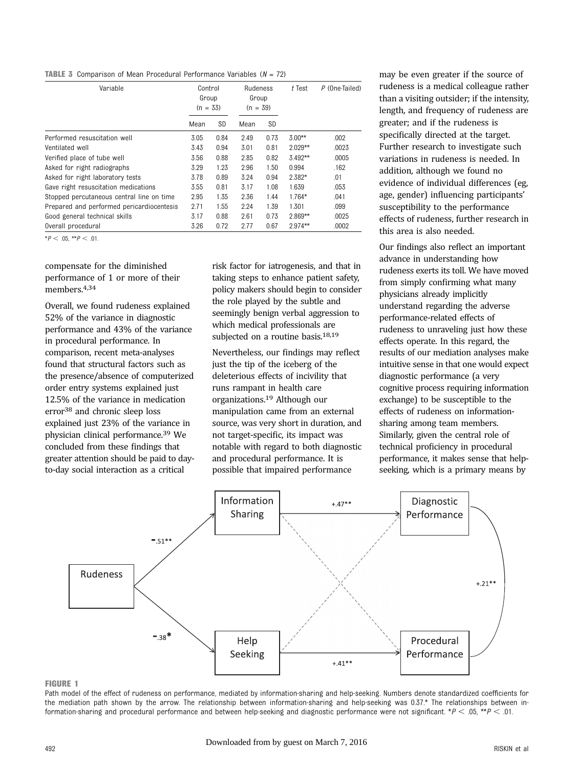**TABLE 3** Comparison of Mean Procedural Performance Variables ($N = 72$)

| Variable | Control Group (n = 33) | | Rudeness Group (n = 39) | | *t* Test | *P* (One-Tailed) |
|---|---|---|---|---|---|---|
| | Mean | SD | Mean | SD | | |
| Performed resuscitation well | 3.05 | 0.84 | 2.49 | 0.73 | 3.00** | .002 |
| Ventilated well | 3.43 | 0.94 | 3.01 | 0.81 | 2.029** | .0023 |
| Verified place of tube well | 3.56 | 0.88 | 2.85 | 0.82 | 3.492** | .0005 |
| Asked for right radiographs | 3.29 | 1.23 | 2.96 | 1.50 | 0.994 | .162 |
| Asked for right laboratory tests | 3.78 | 0.89 | 3.24 | 0.94 | 2.382* | .01 |
| Gave right resuscitation medications | 3.55 | 0.81 | 3.17 | 1.08 | 1.639 | .053 |
| Stopped percutaneous central line on time | 2.95 | 1.35 | 2.36 | 1.44 | 1.764* | .041 |
| Prepared and performed pericardiocentesis | 2.71 | 1.55 | 2.24 | 1.39 | 1.301 | .099 |
| Good general technical skills | 3.17 | 0.88 | 2.61 | 0.73 | 2.869** | .0025 |
| Overall procedural | 3.26 | 0.72 | 2.77 | 0.67 | 2.974** | .0002 |

$^{*}P < .05$, $^{**}P < .01$.

compensate for the diminished performance of 1 or more of their members.[4,34]

Overall, we found rudeness explained 52% of the variance in diagnostic performance and 43% of the variance in procedural performance. In comparison, recent meta-analyses found that structural factors such as the presence/absence of computerized order entry systems explained just 12.5% of the variance in medication error[38] and chronic sleep loss explained just 23% of the variance in physician clinical performance.[39] We concluded from these findings that greater attention should be paid to day-to-day social interaction as a critical risk factor for iatrogenesis, and that in taking steps to enhance patient safety, policy makers should begin to consider the role played by the subtle and seemingly benign verbal aggression to which medical professionals are subjected on a routine basis.[18,19]

Nevertheless, our findings may reflect just the tip of the iceberg of the deleterious effects of incivility that runs rampant in health care organizations.[19] Although our manipulation came from an external source, was very short in duration, and not target-specific, its impact was notable with regard to both diagnostic and procedural performance. It is possible that impaired performance may be even greater if the source of rudeness is a medical colleague rather than a visiting outsider; if the intensity, length, and frequency of rudeness are greater; and if the rudeness is specifically directed at the target. Further research to investigate such variations in rudeness is needed. In addition, although we found no evidence of individual differences (eg, age, gender) influencing participants' susceptibility to the performance effects of rudeness, further research in this area is also needed.

Our findings also reflect an important advance in understanding how rudeness exerts its toll. We have moved from simply confirming what many physicians already implicitly understand regarding the adverse performance-related effects of rudeness to unraveling just how these effects operate. In this regard, the results of our mediation analyses make intuitive sense in that one would expect diagnostic performance (a very cognitive process requiring information exchange) to be susceptible to the effects of rudeness on information-sharing among team members. Similarly, given the central role of technical proficiency in procedural performance, it makes sense that help-seeking, which is a primary means by

**FIGURE 1**

Path model of the effect of rudeness on performance, mediated by information-sharing and help-seeking. Numbers denote standardized coefficients for the mediation path shown by the arrow. The relationship between information-sharing and help-seeking was 0.37.* The relationships between information-sharing and procedural performance and between help-seeking and diagnostic performance were not significant. $^{*}P < .05$, $^{**}P < .01$.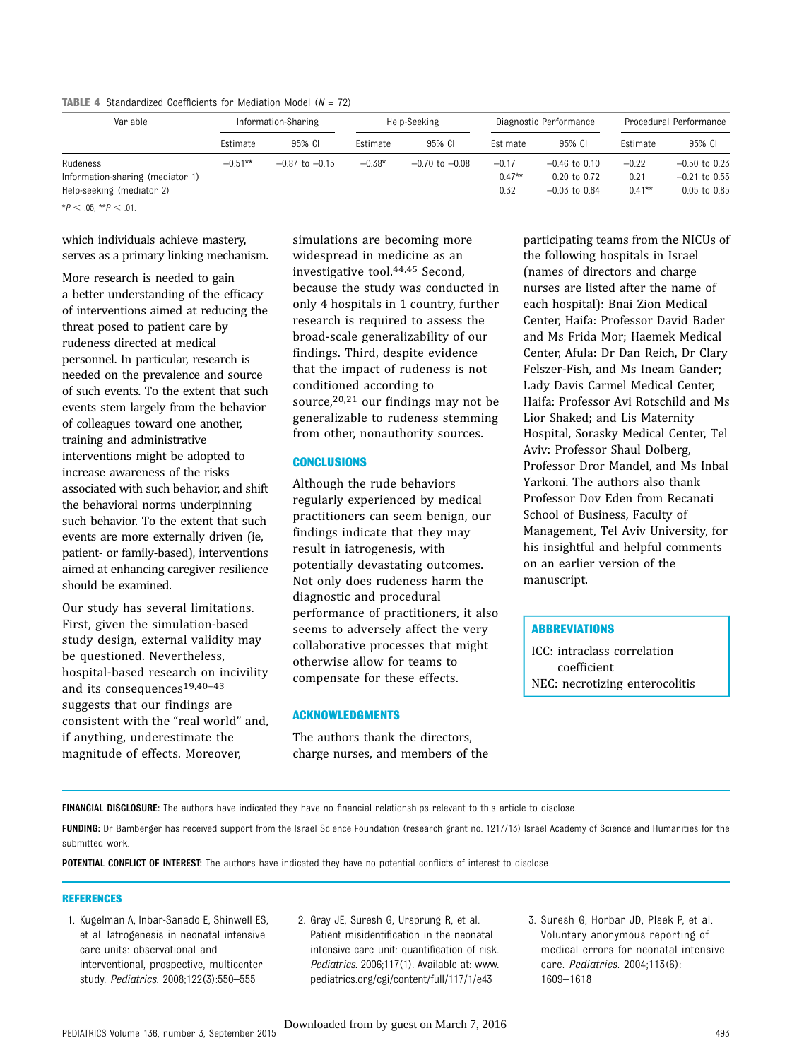**TABLE 4** Standardized Coefficients for Mediation Model ($N$ = 72)

| Variable | Information-Sharing | | Help-Seeking | | Diagnostic Performance | | Procedural Performance | |
|---|---|---|---|---|---|---|---|---|
| | Estimate | 95% CI | Estimate | 95% CI | Estimate | 95% CI | Estimate | 95% CI |
| Rudeness | −0.51** | −0.87 to −0.15 | −0.38* | −0.70 to −0.08 | −0.17 | −0.46 to 0.10 | −0.22 | −0.50 to 0.23 |
| Information-sharing (mediator 1) | | | | | 0.47** | 0.20 to 0.72 | 0.21 | −0.21 to 0.55 |
| Help-seeking (mediator 2) | | | | | 0.32 | −0.03 to 0.64 | 0.41** | 0.05 to 0.85 |

*$P$ < .05, **$P$ < .01.

which individuals achieve mastery, serves as a primary linking mechanism.

More research is needed to gain a better understanding of the efficacy of interventions aimed at reducing the threat posed to patient care by rudeness directed at medical personnel. In particular, research is needed on the prevalence and source of such events. To the extent that such events stem largely from the behavior of colleagues toward one another, training and administrative interventions might be adopted to increase awareness of the risks associated with such behavior, and shift the behavioral norms underpinning such behavior. To the extent that such events are more externally driven (ie, patient- or family-based), interventions aimed at enhancing caregiver resilience should be examined.

Our study has several limitations. First, given the simulation-based study design, external validity may be questioned. Nevertheless, hospital-based research on incivility and its consequences[19,40–43] suggests that our findings are consistent with the "real world" and, if anything, underestimate the magnitude of effects. Moreover, simulations are becoming more widespread in medicine as an investigative tool.[44,45] Second, because the study was conducted in only 4 hospitals in 1 country, further research is required to assess the broad-scale generalizability of our findings. Third, despite evidence that the impact of rudeness is not conditioned according to source,[20,21] our findings may not be generalizable to rudeness stemming from other, nonauthority sources.

## CONCLUSIONS

Although the rude behaviors regularly experienced by medical practitioners can seem benign, our findings indicate that they may result in iatrogenesis, with potentially devastating outcomes. Not only does rudeness harm the diagnostic and procedural performance of practitioners, it also seems to adversely affect the very collaborative processes that might otherwise allow for teams to compensate for these effects.

## ACKNOWLEDGMENTS

The authors thank the directors, charge nurses, and members of the participating teams from the NICUs of the following hospitals in Israel (names of directors and charge nurses are listed after the name of each hospital): Bnai Zion Medical Center, Haifa: Professor David Bader and Ms Frida Mor; Haemek Medical Center, Afula: Dr Dan Reich, Dr Clary Felszer-Fish, and Ms Ineam Gander; Lady Davis Carmel Medical Center, Haifa: Professor Avi Rotschild and Ms Lior Shaked; and Lis Maternity Hospital, Sorasky Medical Center, Tel Aviv: Professor Shaul Dolberg, Professor Dror Mandel, and Ms Inbal Yarkoni. The authors also thank Professor Dov Eden from Recanati School of Business, Faculty of Management, Tel Aviv University, for his insightful and helpful comments on an earlier version of the manuscript.

## ABBREVIATIONS

ICC: intraclass correlation coefficient
NEC: necrotizing enterocolitis

**FINANCIAL DISCLOSURE:** The authors have indicated they have no financial relationships relevant to this article to disclose.

**FUNDING:** Dr Bamberger has received support from the Israel Science Foundation (research grant no. 1217/13) Israel Academy of Science and Humanities for the submitted work.

**POTENTIAL CONFLICT OF INTEREST:** The authors have indicated they have no potential conflicts of interest to disclose.

## REFERENCES

1. Kugelman A, Inbar-Sanado E, Shinwell ES, et al. Iatrogenesis in neonatal intensive care units: observational and interventional, prospective, multicenter study. *Pediatrics*. 2008;122(3):550–555
2. Gray JE, Suresh G, Ursprung R, et al. Patient misidentification in the neonatal intensive care unit: quantification of risk. *Pediatrics*. 2006;117(1). Available at: www.pediatrics.org/cgi/content/full/117/1/e43
3. Suresh G, Horbar JD, Plsek P, et al. Voluntary anonymous reporting of medical errors for neonatal intensive care. *Pediatrics*. 2004;113(6):1609–1618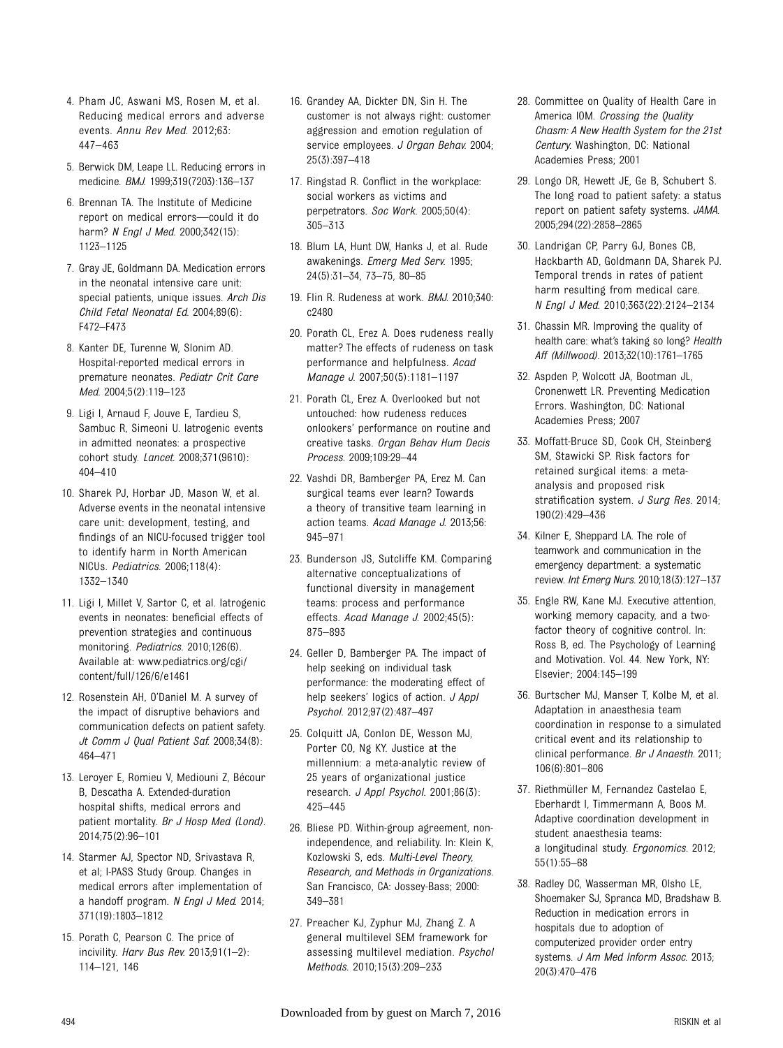4. Pham JC, Aswani MS, Rosen M, et al. Reducing medical errors and adverse events. *Annu Rev Med*. 2012;63: 447–463

5. Berwick DM, Leape LL. Reducing errors in medicine. *BMJ*. 1999;319(7203):136–137

6. Brennan TA. The Institute of Medicine report on medical errors—could it do harm? *N Engl J Med*. 2000;342(15): 1123–1125

7. Gray JE, Goldmann DA. Medication errors in the neonatal intensive care unit: special patients, unique issues. *Arch Dis Child Fetal Neonatal Ed*. 2004;89(6): F472–F473

8. Kanter DE, Turenne W, Slonim AD. Hospital-reported medical errors in premature neonates. *Pediatr Crit Care Med*. 2004;5(2):119–123

9. Ligi I, Arnaud F, Jouve E, Tardieu S, Sambuc R, Simeoni U. Iatrogenic events in admitted neonates: a prospective cohort study. *Lancet*. 2008;371(9610): 404–410

10. Sharek PJ, Horbar JD, Mason W, et al. Adverse events in the neonatal intensive care unit: development, testing, and findings of an NICU-focused trigger tool to identify harm in North American NICUs. *Pediatrics*. 2006;118(4): 1332–1340

11. Ligi I, Millet V, Sartor C, et al. Iatrogenic events in neonates: beneficial effects of prevention strategies and continuous monitoring. *Pediatrics*. 2010;126(6). Available at: www.pediatrics.org/cgi/content/full/126/6/e1461

12. Rosenstein AH, O'Daniel M. A survey of the impact of disruptive behaviors and communication defects on patient safety. *Jt Comm J Qual Patient Saf*. 2008;34(8): 464–471

13. Leroyer E, Romieu V, Mediouni Z, Bécour B, Descatha A. Extended-duration hospital shifts, medical errors and patient mortality. *Br J Hosp Med (Lond)*. 2014;75(2):96–101

14. Starmer AJ, Spector ND, Srivastava R, et al; I-PASS Study Group. Changes in medical errors after implementation of a handoff program. *N Engl J Med*. 2014; 371(19):1803–1812

15. Porath C, Pearson C. The price of incivility. *Harv Bus Rev*. 2013;91(1–2): 114–121, 146

16. Grandey AA, Dickter DN, Sin H. The customer is not always right: customer aggression and emotion regulation of service employees. *J Organ Behav*. 2004; 25(3):397–418

17. Ringstad R. Conflict in the workplace: social workers as victims and perpetrators. *Soc Work*. 2005;50(4): 305–313

18. Blum LA, Hunt DW, Hanks J, et al. Rude awakenings. *Emerg Med Serv*. 1995; 24(5):31–34, 73–75, 80–85

19. Flin R. Rudeness at work. *BMJ*. 2010;340: c2480

20. Porath CL, Erez A. Does rudeness really matter? The effects of rudeness on task performance and helpfulness. *Acad Manage J*. 2007;50(5):1181–1197

21. Porath CL, Erez A. Overlooked but not untouched: how rudeness reduces onlookers' performance on routine and creative tasks. *Organ Behav Hum Decis Process*. 2009;109:29–44

22. Vashdi DR, Bamberger PA, Erez M. Can surgical teams ever learn? Towards a theory of transitive team learning in action teams. *Acad Manage J*. 2013;56: 945–971

23. Bunderson JS, Sutcliffe KM. Comparing alternative conceptualizations of functional diversity in management teams: process and performance effects. *Acad Manage J*. 2002;45(5): 875–893

24. Geller D, Bamberger PA. The impact of help seeking on individual task performance: the moderating effect of help seekers' logics of action. *J Appl Psychol*. 2012;97(2):487–497

25. Colquitt JA, Conlon DE, Wesson MJ, Porter CO, Ng KY. Justice at the millennium: a meta-analytic review of 25 years of organizational justice research. *J Appl Psychol*. 2001;86(3): 425–445

26. Bliese PD. Within-group agreement, non-independence, and reliability. In: Klein K, Kozlowski S, eds. *Multi-Level Theory, Research, and Methods in Organizations*. San Francisco, CA: Jossey-Bass; 2000: 349–381

27. Preacher KJ, Zyphur MJ, Zhang Z. A general multilevel SEM framework for assessing multilevel mediation. *Psychol Methods*. 2010;15(3):209–233

28. Committee on Quality of Health Care in America IOM. *Crossing the Quality Chasm: A New Health System for the 21st Century*. Washington, DC: National Academies Press; 2001

29. Longo DR, Hewett JE, Ge B, Schubert S. The long road to patient safety: a status report on patient safety systems. *JAMA*. 2005;294(22):2858–2865

30. Landrigan CP, Parry GJ, Bones CB, Hackbarth AD, Goldmann DA, Sharek PJ. Temporal trends in rates of patient harm resulting from medical care. *N Engl J Med*. 2010;363(22):2124–2134

31. Chassin MR. Improving the quality of health care: what's taking so long? *Health Aff (Millwood)*. 2013;32(10):1761–1765

32. Aspden P, Wolcott JA, Bootman JL, Cronenwett LR. Preventing Medication Errors. Washington, DC: National Academies Press; 2007

33. Moffatt-Bruce SD, Cook CH, Steinberg SM, Stawicki SP. Risk factors for retained surgical items: a meta-analysis and proposed risk stratification system. *J Surg Res*. 2014; 190(2):429–436

34. Kilner E, Sheppard LA. The role of teamwork and communication in the emergency department: a systematic review. *Int Emerg Nurs*. 2010;18(3):127–137

35. Engle RW, Kane MJ. Executive attention, working memory capacity, and a two-factor theory of cognitive control. In: Ross B, ed. The Psychology of Learning and Motivation. Vol. 44. New York, NY: Elsevier; 2004:145–199

36. Burtscher MJ, Manser T, Kolbe M, et al. Adaptation in anaesthesia team coordination in response to a simulated critical event and its relationship to clinical performance. *Br J Anaesth*. 2011; 106(6):801–806

37. Riethmüller M, Fernandez Castelao E, Eberhardt I, Timmermann A, Boos M. Adaptive coordination development in student anaesthesia teams: a longitudinal study. *Ergonomics*. 2012; 55(1):55–68

38. Radley DC, Wasserman MR, Olsho LE, Shoemaker SJ, Spranca MD, Bradshaw B. Reduction in medication errors in hospitals due to adoption of computerized provider order entry systems. *J Am Med Inform Assoc*. 2013; 20(3):470–476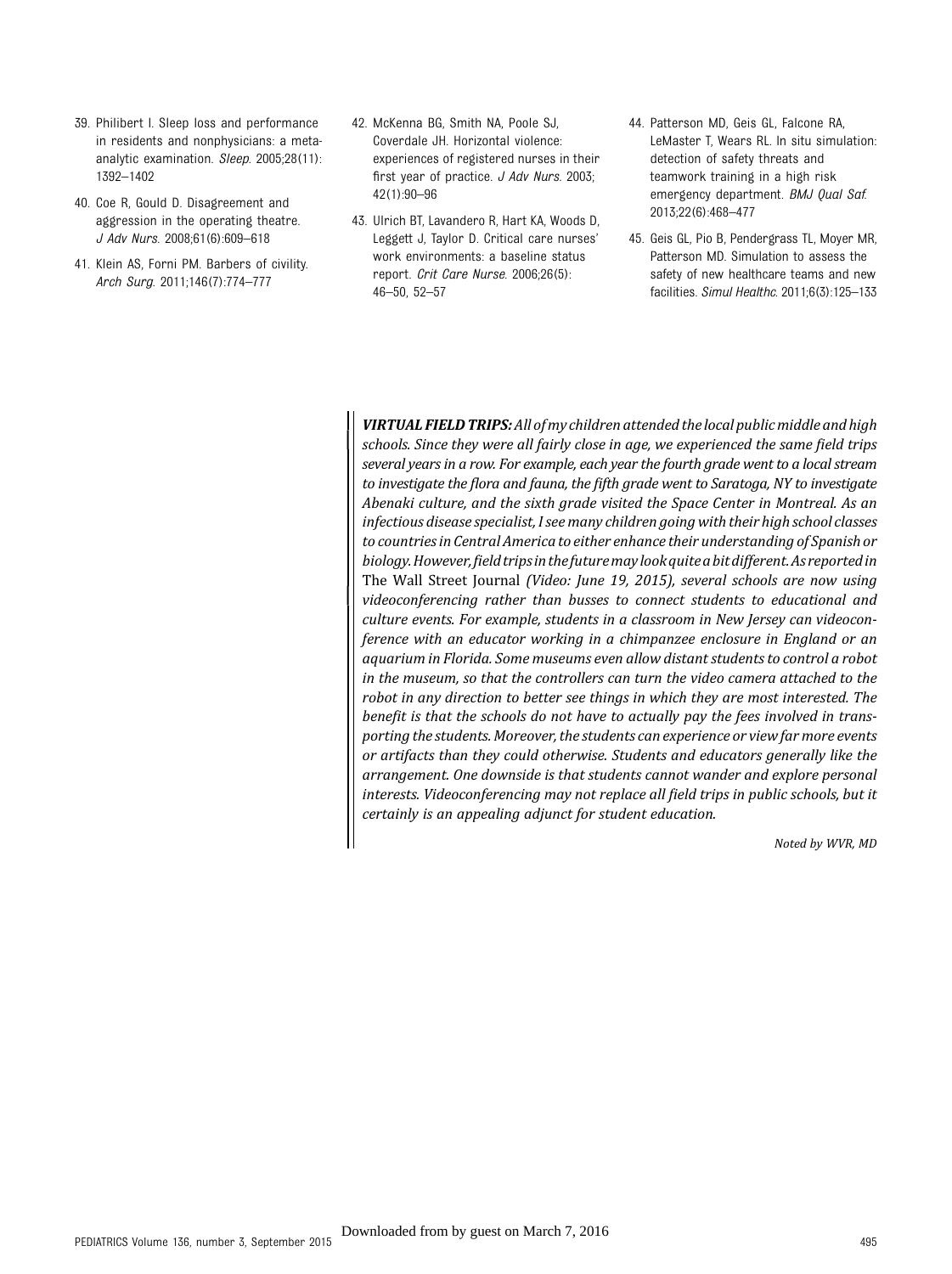39. Philibert I. Sleep loss and performance in residents and nonphysicians: a meta-analytic examination. *Sleep.* 2005;28(11):1392–1402

40. Coe R, Gould D. Disagreement and aggression in the operating theatre. *J Adv Nurs.* 2008;61(6):609–618

41. Klein AS, Forni PM. Barbers of civility. *Arch Surg.* 2011;146(7):774–777

42. McKenna BG, Smith NA, Poole SJ, Coverdale JH. Horizontal violence: experiences of registered nurses in their first year of practice. *J Adv Nurs.* 2003;42(1):90–96

43. Ulrich BT, Lavandero R, Hart KA, Woods D, Leggett J, Taylor D. Critical care nurses' work environments: a baseline status report. *Crit Care Nurse.* 2006;26(5):46–50, 52–57

44. Patterson MD, Geis GL, Falcone RA, LeMaster T, Wears RL. In situ simulation: detection of safety threats and teamwork training in a high risk emergency department. *BMJ Qual Saf.* 2013;22(6):468–477

45. Geis GL, Pio B, Pendergrass TL, Moyer MR, Patterson MD. Simulation to assess the safety of new healthcare teams and new facilities. *Simul Healthc.* 2011;6(3):125–133

***VIRTUAL FIELD TRIPS:*** *All of my children attended the local public middle and high schools. Since they were all fairly close in age, we experienced the same field trips several years in a row. For example, each year the fourth grade went to a local stream to investigate the flora and fauna, the fifth grade went to Saratoga, NY to investigate Abenaki culture, and the sixth grade visited the Space Center in Montreal. As an infectious disease specialist, I see many children going with their high school classes to countries in Central America to either enhance their understanding of Spanish or biology. However, field trips in the future may look quite a bit different. As reported in* The Wall Street Journal *(Video: June 19, 2015), several schools are now using videoconferencing rather than busses to connect students to educational and culture events. For example, students in a classroom in New Jersey can videoconference with an educator working in a chimpanzee enclosure in England or an aquarium in Florida. Some museums even allow distant students to control a robot in the museum, so that the controllers can turn the video camera attached to the robot in any direction to better see things in which they are most interested. The benefit is that the schools do not have to actually pay the fees involved in transporting the students. Moreover, the students can experience or view far more events or artifacts than they could otherwise. Students and educators generally like the arrangement. One downside is that students cannot wander and explore personal interests. Videoconferencing may not replace all field trips in public schools, but it certainly is an appealing adjunct for student education.*

*Noted by WVR, MD*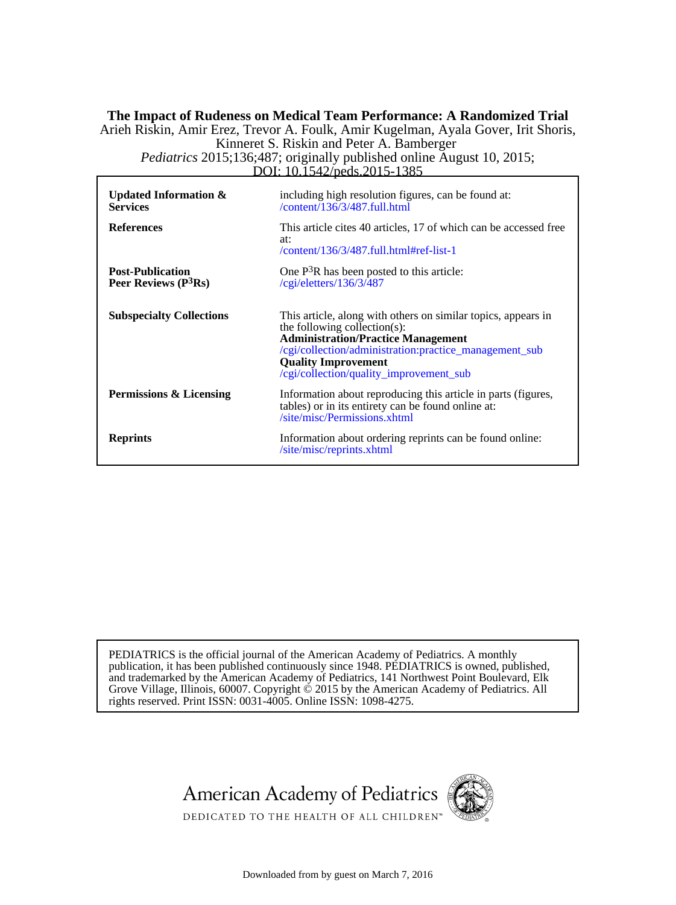**The Impact of Rudeness on Medical Team Performance: A Randomized Trial**

Arieh Riskin, Amir Erez, Trevor A. Foulk, Amir Kugelman, Ayala Gover, Irit Shoris, Kinneret S. Riskin and Peter A. Bamberger

*Pediatrics* 2015;136;487; originally published online August 10, 2015;

DOI: 10.1542/peds.2015-1385

| | |
|---|---|
| **Updated Information & Services** | including high resolution figures, can be found at: /content/136/3/487.full.html |
| **References** | This article cites 40 articles, 17 of which can be accessed free at: /content/136/3/487.full.html#ref-list-1 |
| **Post-Publication Peer Reviews (P$^3$Rs)** | One P$^3$R has been posted to this article: /cgi/eletters/136/3/487 |
| **Subspecialty Collections** | This article, along with others on similar topics, appears in the following collection(s): **Administration/Practice Management** /cgi/collection/administration:practice_management_sub **Quality Improvement** /cgi/collection/quality_improvement_sub |
| **Permissions & Licensing** | Information about reproducing this article in parts (figures, tables) or in its entirety can be found online at: /site/misc/Permissions.xhtml |
| **Reprints** | Information about ordering reprints can be found online: /site/misc/reprints.xhtml |

PEDIATRICS is the official journal of the American Academy of Pediatrics. A monthly publication, it has been published continuously since 1948. PEDIATRICS is owned, published, and trademarked by the American Academy of Pediatrics, 141 Northwest Point Boulevard, Elk Grove Village, Illinois, 60007. Copyright © 2015 by the American Academy of Pediatrics. All rights reserved. Print ISSN: 0031-4005. Online ISSN: 1098-4275.

American Academy of Pediatrics

DEDICATED TO THE HEALTH OF ALL CHILDREN™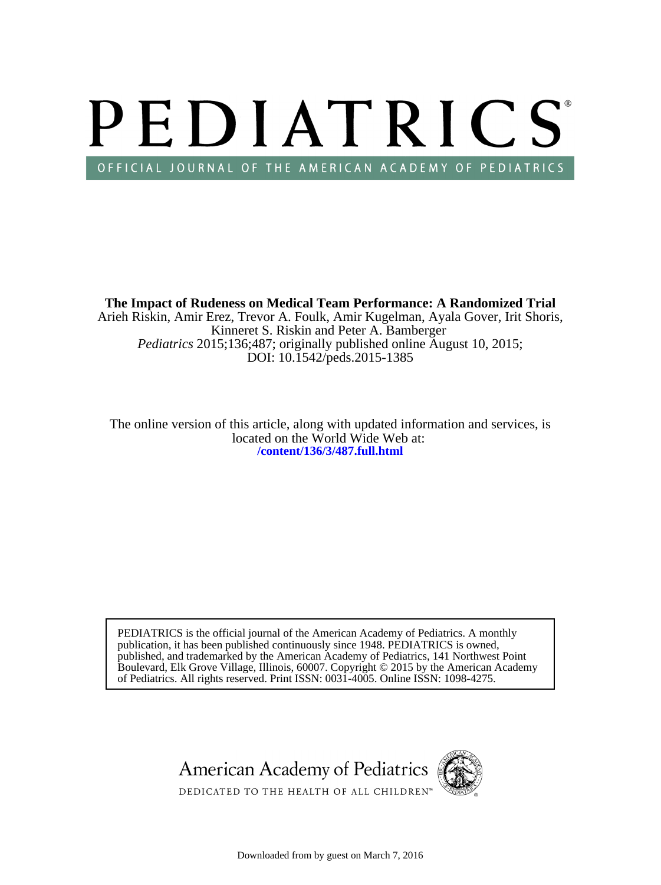# PEDIATRICS

OFFICIAL JOURNAL OF THE AMERICAN ACADEMY OF PEDIATRICS

**The Impact of Rudeness on Medical Team Performance: A Randomized Trial**

Arieh Riskin, Amir Erez, Trevor A. Foulk, Amir Kugelman, Ayala Gover, Irit Shoris, Kinneret S. Riskin and Peter A. Bamberger

*Pediatrics* 2015;136;487; originally published online August 10, 2015;

DOI: 10.1542/peds.2015-1385

The online version of this article, along with updated information and services, is located on the World Wide Web at:

**/content/136/3/487.full.html**

PEDIATRICS is the official journal of the American Academy of Pediatrics. A monthly publication, it has been published continuously since 1948. PEDIATRICS is owned, published, and trademarked by the American Academy of Pediatrics, 141 Northwest Point Boulevard, Elk Grove Village, Illinois, 60007. Copyright © 2015 by the American Academy of Pediatrics. All rights reserved. Print ISSN: 0031-4005. Online ISSN: 1098-4275.

American Academy of Pediatrics

DEDICATED TO THE HEALTH OF ALL CHILDREN™

Downloaded from by guest on March 7, 2016